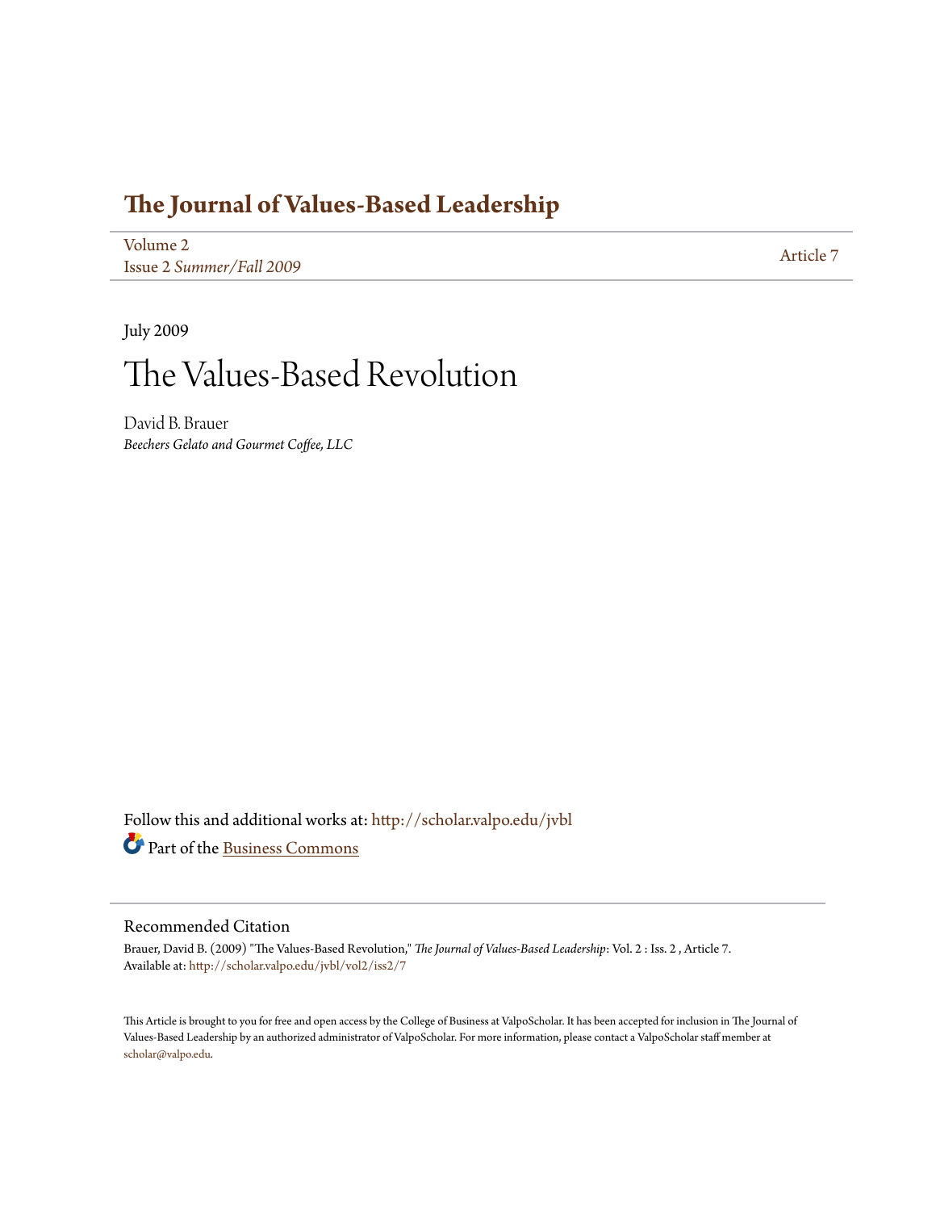# The Journal of Values-Based Leadership

Volume 2
Issue 2 *Summer/Fall 2009*

Article 7

July 2009

# The Values-Based Revolution

David B. Brauer
*Beechers Gelato and Gourmet Coffee, LLC*

Follow this and additional works at: http://scholar.valpo.edu/jvbl

Part of the Business Commons

## Recommended Citation

Brauer, David B. (2009) "The Values-Based Revolution," *The Journal of Values-Based Leadership*: Vol. 2 : Iss. 2 , Article 7.
Available at: http://scholar.valpo.edu/jvbl/vol2/iss2/7

This Article is brought to you for free and open access by the College of Business at ValpoScholar. It has been accepted for inclusion in The Journal of Values-Based Leadership by an authorized administrator of ValpoScholar. For more information, please contact a ValpoScholar staff member at scholar@valpo.edu.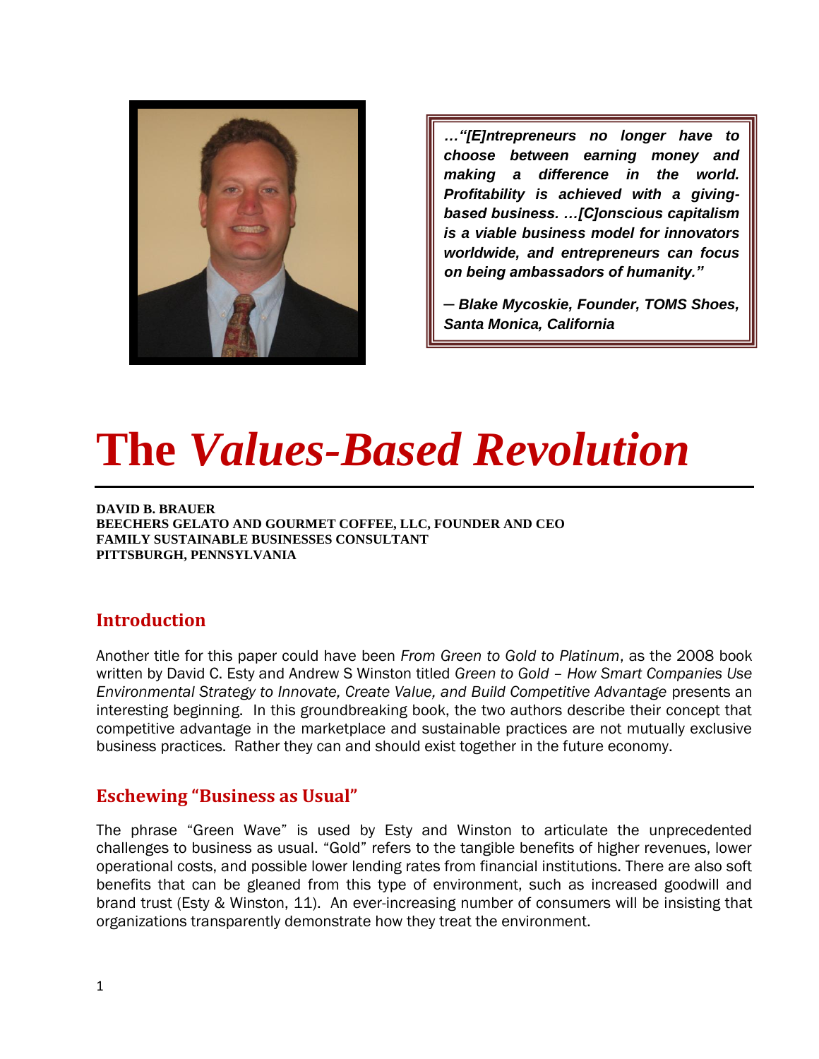> ***…"[E]ntrepreneurs no longer have to choose between earning money and making a difference in the world. Profitability is achieved with a giving-based business. …[C]onscious capitalism is a viable business model for innovators worldwide, and entrepreneurs can focus on being ambassadors of humanity."***
>
> ***— Blake Mycoskie, Founder, TOMS Shoes, Santa Monica, California***

# The *Values-Based Revolution*

**DAVID B. BRAUER**
**BEECHERS GELATO AND GOURMET COFFEE, LLC, FOUNDER AND CEO**
**FAMILY SUSTAINABLE BUSINESSES CONSULTANT**
**PITTSBURGH, PENNSYLVANIA**

## Introduction

Another title for this paper could have been *From Green to Gold to Platinum*, as the 2008 book written by David C. Esty and Andrew S Winston titled *Green to Gold – How Smart Companies Use Environmental Strategy to Innovate, Create Value, and Build Competitive Advantage* presents an interesting beginning. In this groundbreaking book, the two authors describe their concept that competitive advantage in the marketplace and sustainable practices are not mutually exclusive business practices. Rather they can and should exist together in the future economy.

## Eschewing "Business as Usual"

The phrase "Green Wave" is used by Esty and Winston to articulate the unprecedented challenges to business as usual. "Gold" refers to the tangible benefits of higher revenues, lower operational costs, and possible lower lending rates from financial institutions. There are also soft benefits that can be gleaned from this type of environment, such as increased goodwill and brand trust (Esty & Winston, 11). An ever-increasing number of consumers will be insisting that organizations transparently demonstrate how they treat the environment.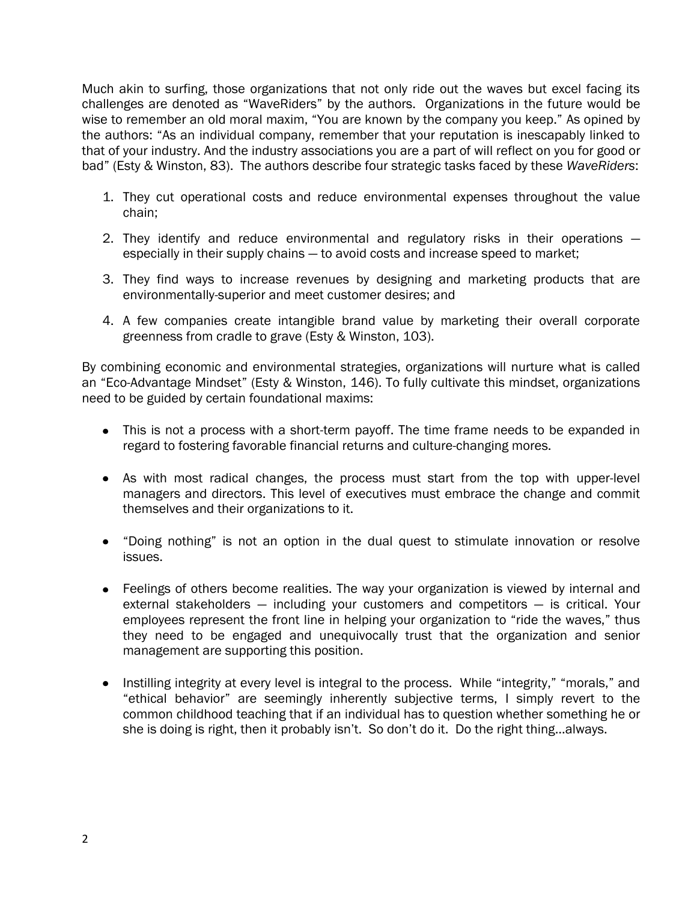Much akin to surfing, those organizations that not only ride out the waves but excel facing its challenges are denoted as "WaveRiders" by the authors. Organizations in the future would be wise to remember an old moral maxim, "You are known by the company you keep." As opined by the authors: "As an individual company, remember that your reputation is inescapably linked to that of your industry. And the industry associations you are a part of will reflect on you for good or bad" (Esty & Winston, 83). The authors describe four strategic tasks faced by these *WaveRiders*:

1. They cut operational costs and reduce environmental expenses throughout the value chain;

2. They identify and reduce environmental and regulatory risks in their operations — especially in their supply chains — to avoid costs and increase speed to market;

3. They find ways to increase revenues by designing and marketing products that are environmentally-superior and meet customer desires; and

4. A few companies create intangible brand value by marketing their overall corporate greenness from cradle to grave (Esty & Winston, 103).

By combining economic and environmental strategies, organizations will nurture what is called an "Eco-Advantage Mindset" (Esty & Winston, 146). To fully cultivate this mindset, organizations need to be guided by certain foundational maxims:

- This is not a process with a short-term payoff. The time frame needs to be expanded in regard to fostering favorable financial returns and culture-changing mores.

- As with most radical changes, the process must start from the top with upper-level managers and directors. This level of executives must embrace the change and commit themselves and their organizations to it.

- "Doing nothing" is not an option in the dual quest to stimulate innovation or resolve issues.

- Feelings of others become realities. The way your organization is viewed by internal and external stakeholders — including your customers and competitors — is critical. Your employees represent the front line in helping your organization to "ride the waves," thus they need to be engaged and unequivocally trust that the organization and senior management are supporting this position.

- Instilling integrity at every level is integral to the process. While "integrity," "morals," and "ethical behavior" are seemingly inherently subjective terms, I simply revert to the common childhood teaching that if an individual has to question whether something he or she is doing is right, then it probably isn't. So don't do it. Do the right thing…always.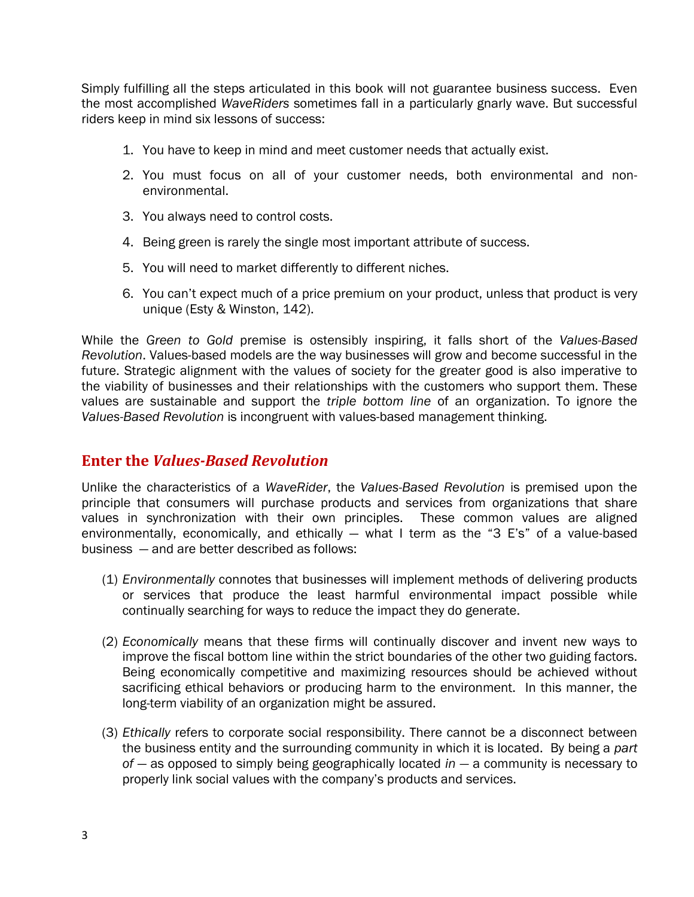Simply fulfilling all the steps articulated in this book will not guarantee business success. Even the most accomplished *WaveRiders* sometimes fall in a particularly gnarly wave. But successful riders keep in mind six lessons of success:

1. You have to keep in mind and meet customer needs that actually exist.
2. You must focus on all of your customer needs, both environmental and non-environmental.
3. You always need to control costs.
4. Being green is rarely the single most important attribute of success.
5. You will need to market differently to different niches.
6. You can't expect much of a price premium on your product, unless that product is very unique (Esty & Winston, 142).

While the *Green to Gold* premise is ostensibly inspiring, it falls short of the *Values-Based Revolution*. Values-based models are the way businesses will grow and become successful in the future. Strategic alignment with the values of society for the greater good is also imperative to the viability of businesses and their relationships with the customers who support them. These values are sustainable and support the *triple bottom line* of an organization. To ignore the *Values-Based Revolution* is incongruent with values-based management thinking.

## Enter the *Values-Based Revolution*

Unlike the characteristics of a *WaveRider*, the *Values-Based Revolution* is premised upon the principle that consumers will purchase products and services from organizations that share values in synchronization with their own principles. These common values are aligned environmentally, economically, and ethically — what I term as the "3 E's" of a value-based business — and are better described as follows:

(1) *Environmentally* connotes that businesses will implement methods of delivering products or services that produce the least harmful environmental impact possible while continually searching for ways to reduce the impact they do generate.

(2) *Economically* means that these firms will continually discover and invent new ways to improve the fiscal bottom line within the strict boundaries of the other two guiding factors. Being economically competitive and maximizing resources should be achieved without sacrificing ethical behaviors or producing harm to the environment. In this manner, the long-term viability of an organization might be assured.

(3) *Ethically* refers to corporate social responsibility. There cannot be a disconnect between the business entity and the surrounding community in which it is located. By being a *part of* — as opposed to simply being geographically located *in* — a community is necessary to properly link social values with the company's products and services.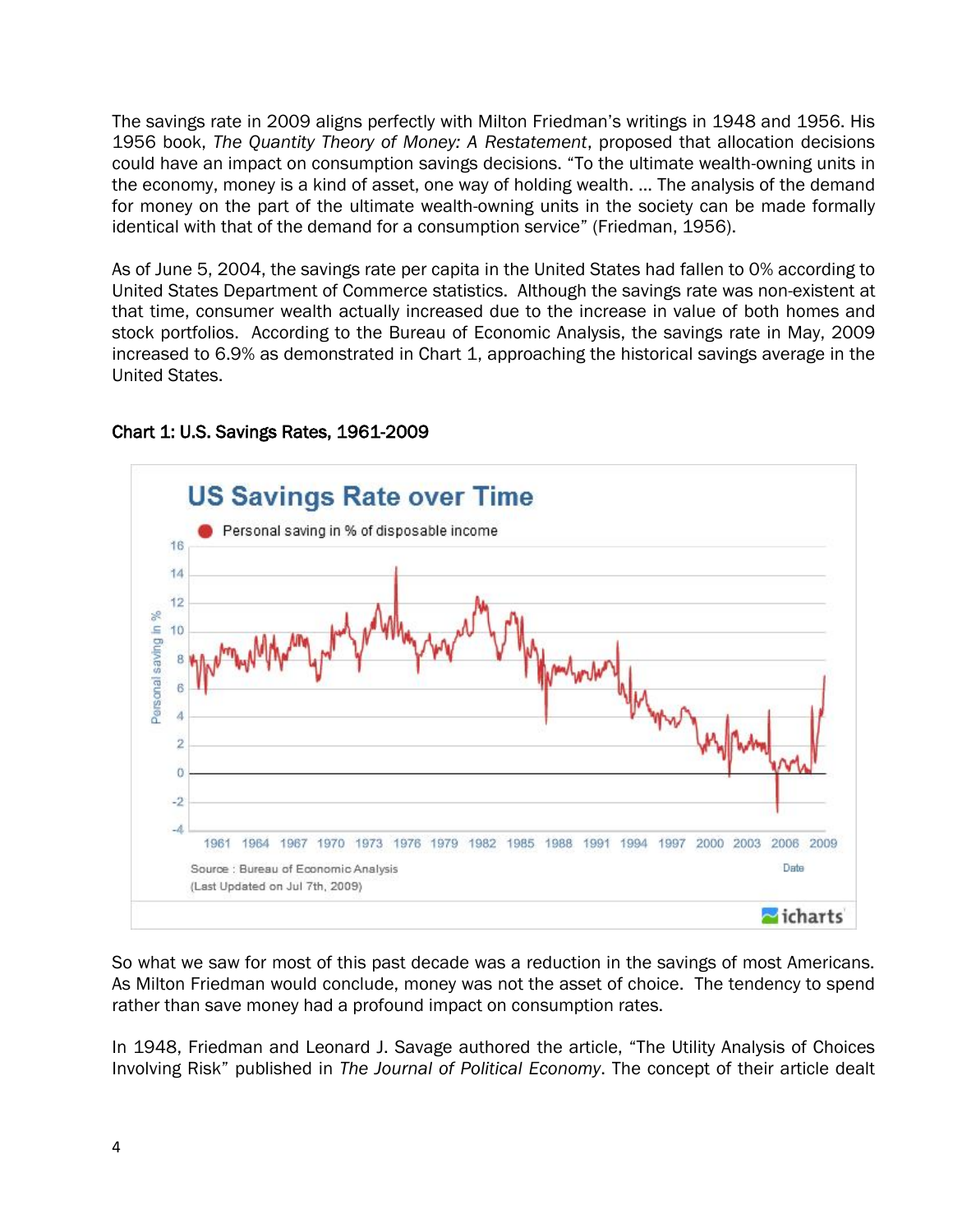The savings rate in 2009 aligns perfectly with Milton Friedman's writings in 1948 and 1956. His 1956 book, *The Quantity Theory of Money: A Restatement*, proposed that allocation decisions could have an impact on consumption savings decisions. "To the ultimate wealth-owning units in the economy, money is a kind of asset, one way of holding wealth. ... The analysis of the demand for money on the part of the ultimate wealth-owning units in the society can be made formally identical with that of the demand for a consumption service" (Friedman, 1956).

As of June 5, 2004, the savings rate per capita in the United States had fallen to 0% according to United States Department of Commerce statistics. Although the savings rate was non-existent at that time, consumer wealth actually increased due to the increase in value of both homes and stock portfolios. According to the Bureau of Economic Analysis, the savings rate in May, 2009 increased to 6.9% as demonstrated in Chart 1, approaching the historical savings average in the United States.

**Chart 1: U.S. Savings Rates, 1961-2009**

So what we saw for most of this past decade was a reduction in the savings of most Americans. As Milton Friedman would conclude, money was not the asset of choice. The tendency to spend rather than save money had a profound impact on consumption rates.

In 1948, Friedman and Leonard J. Savage authored the article, "The Utility Analysis of Choices Involving Risk" published in *The Journal of Political Economy*. The concept of their article dealt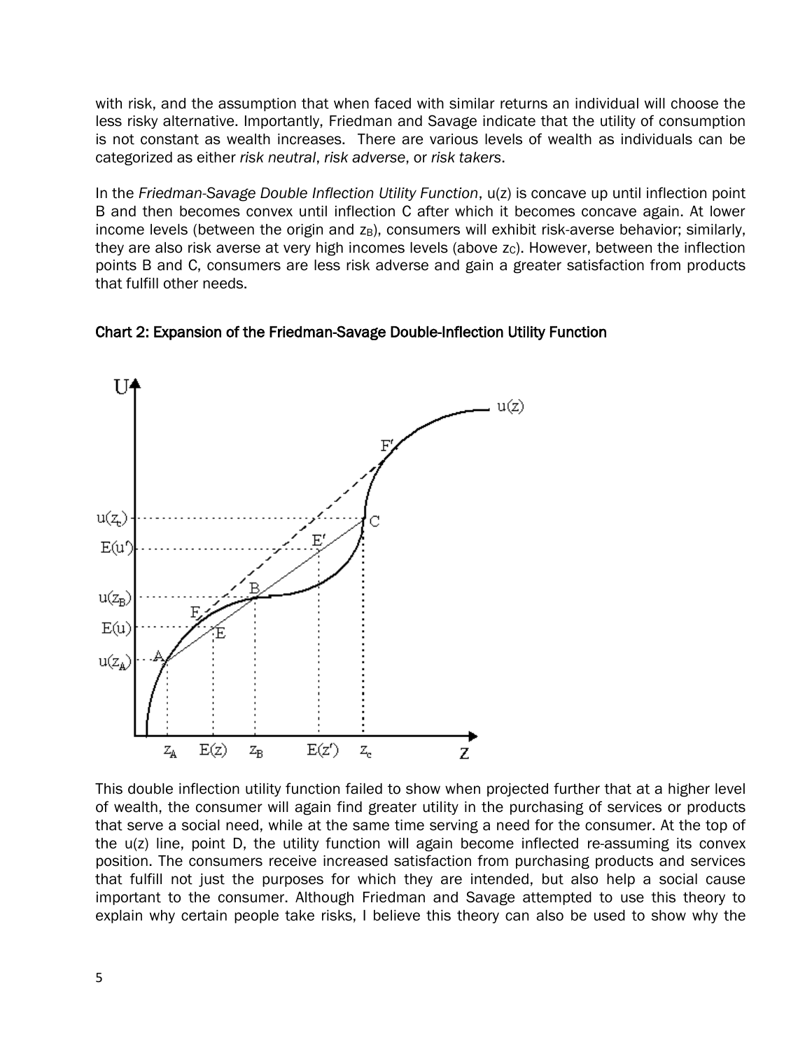with risk, and the assumption that when faced with similar returns an individual will choose the less risky alternative. Importantly, Friedman and Savage indicate that the utility of consumption is not constant as wealth increases. There are various levels of wealth as individuals can be categorized as either *risk neutral*, *risk adverse*, or *risk takers*.

In the *Friedman-Savage Double Inflection Utility Function*, u(z) is concave up until inflection point B and then becomes convex until inflection C after which it becomes concave again. At lower income levels (between the origin and $z_B$), consumers will exhibit risk-averse behavior; similarly, they are also risk averse at very high incomes levels (above $z_C$). However, between the inflection points B and C, consumers are less risk adverse and gain a greater satisfaction from products that fulfill other needs.

**Chart 2: Expansion of the Friedman-Savage Double-Inflection Utility Function**

This double inflection utility function failed to show when projected further that at a higher level of wealth, the consumer will again find greater utility in the purchasing of services or products that serve a social need, while at the same time serving a need for the consumer. At the top of the u(z) line, point D, the utility function will again become inflected re-assuming its convex position. The consumers receive increased satisfaction from purchasing products and services that fulfill not just the purposes for which they are intended, but also help a social cause important to the consumer. Although Friedman and Savage attempted to use this theory to explain why certain people take risks, I believe this theory can also be used to show why the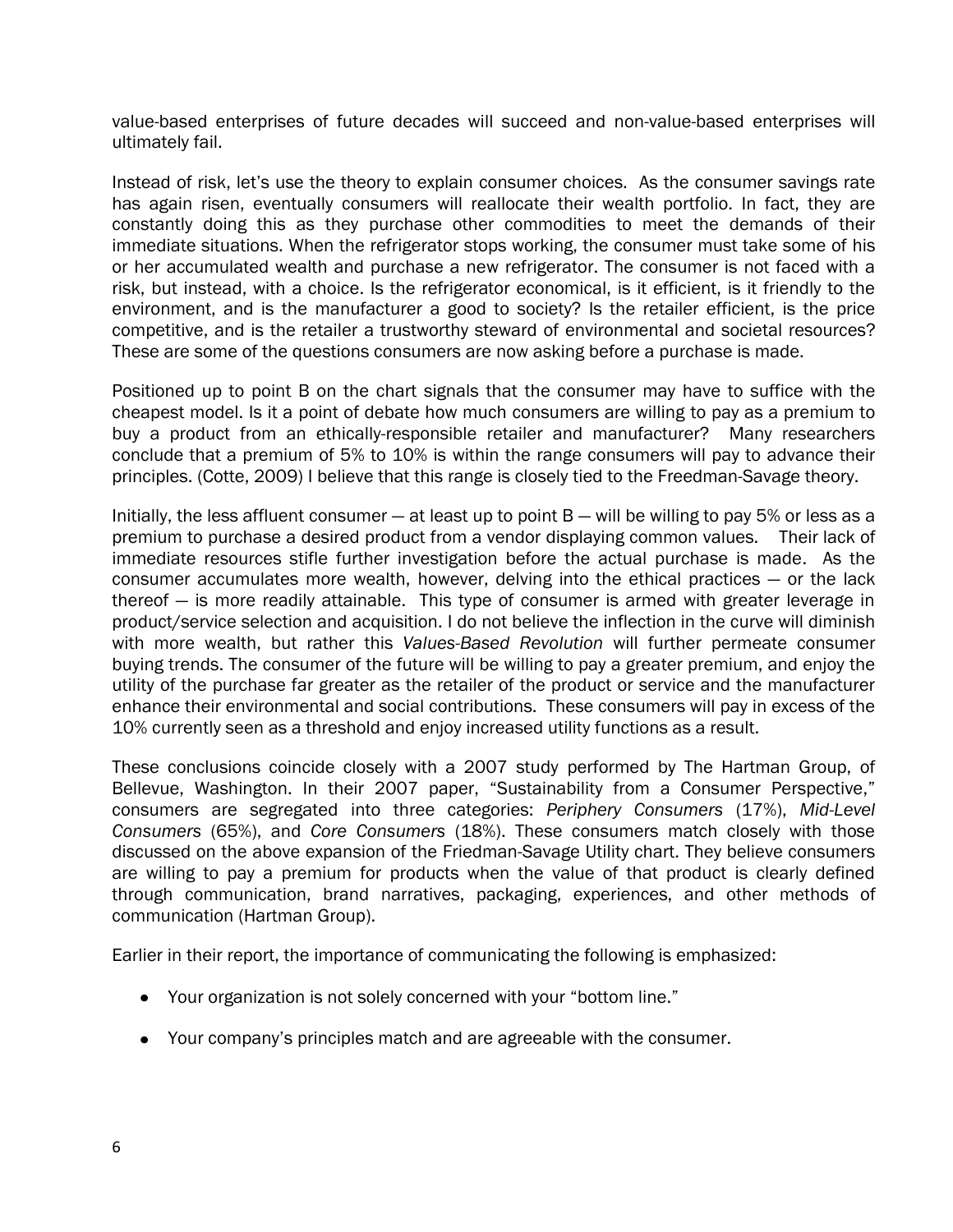value-based enterprises of future decades will succeed and non-value-based enterprises will ultimately fail.

Instead of risk, let's use the theory to explain consumer choices. As the consumer savings rate has again risen, eventually consumers will reallocate their wealth portfolio. In fact, they are constantly doing this as they purchase other commodities to meet the demands of their immediate situations. When the refrigerator stops working, the consumer must take some of his or her accumulated wealth and purchase a new refrigerator. The consumer is not faced with a risk, but instead, with a choice. Is the refrigerator economical, is it efficient, is it friendly to the environment, and is the manufacturer a good to society? Is the retailer efficient, is the price competitive, and is the retailer a trustworthy steward of environmental and societal resources? These are some of the questions consumers are now asking before a purchase is made.

Positioned up to point B on the chart signals that the consumer may have to suffice with the cheapest model. Is it a point of debate how much consumers are willing to pay as a premium to buy a product from an ethically-responsible retailer and manufacturer? Many researchers conclude that a premium of 5% to 10% is within the range consumers will pay to advance their principles. (Cotte, 2009) I believe that this range is closely tied to the Freedman-Savage theory.

Initially, the less affluent consumer — at least up to point B — will be willing to pay 5% or less as a premium to purchase a desired product from a vendor displaying common values. Their lack of immediate resources stifle further investigation before the actual purchase is made. As the consumer accumulates more wealth, however, delving into the ethical practices — or the lack thereof — is more readily attainable. This type of consumer is armed with greater leverage in product/service selection and acquisition. I do not believe the inflection in the curve will diminish with more wealth, but rather this *Values-Based Revolution* will further permeate consumer buying trends. The consumer of the future will be willing to pay a greater premium, and enjoy the utility of the purchase far greater as the retailer of the product or service and the manufacturer enhance their environmental and social contributions. These consumers will pay in excess of the 10% currently seen as a threshold and enjoy increased utility functions as a result.

These conclusions coincide closely with a 2007 study performed by The Hartman Group, of Bellevue, Washington. In their 2007 paper, "Sustainability from a Consumer Perspective," consumers are segregated into three categories: *Periphery Consumers* (17%), *Mid-Level Consumers* (65%), and *Core Consumers* (18%). These consumers match closely with those discussed on the above expansion of the Friedman-Savage Utility chart. They believe consumers are willing to pay a premium for products when the value of that product is clearly defined through communication, brand narratives, packaging, experiences, and other methods of communication (Hartman Group).

Earlier in their report, the importance of communicating the following is emphasized:

- Your organization is not solely concerned with your "bottom line."
- Your company's principles match and are agreeable with the consumer.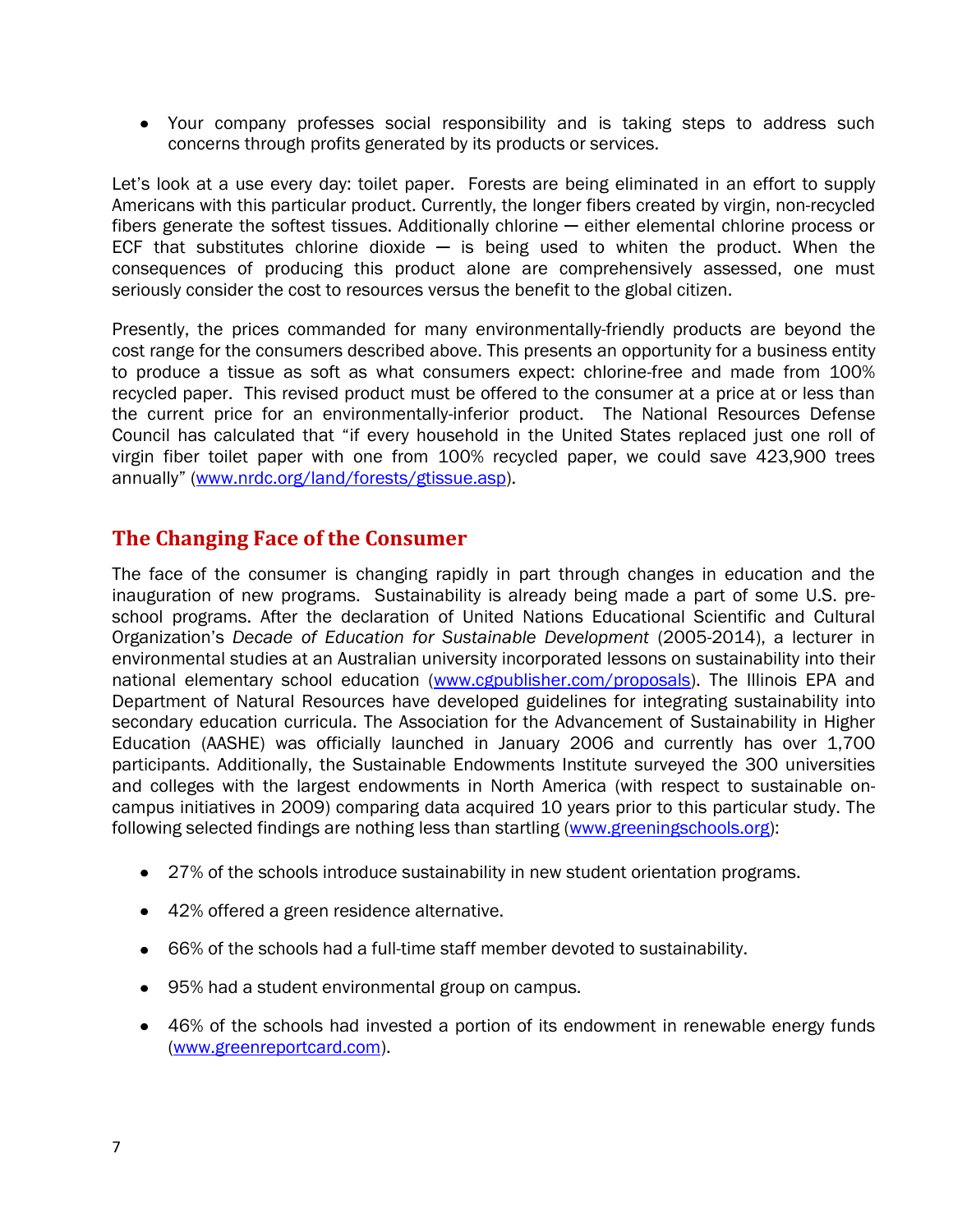- Your company professes social responsibility and is taking steps to address such concerns through profits generated by its products or services.

Let's look at a use every day: toilet paper. Forests are being eliminated in an effort to supply Americans with this particular product. Currently, the longer fibers created by virgin, non-recycled fibers generate the softest tissues. Additionally chlorine — either elemental chlorine process or ECF that substitutes chlorine dioxide — is being used to whiten the product. When the consequences of producing this product alone are comprehensively assessed, one must seriously consider the cost to resources versus the benefit to the global citizen.

Presently, the prices commanded for many environmentally-friendly products are beyond the cost range for the consumers described above. This presents an opportunity for a business entity to produce a tissue as soft as what consumers expect: chlorine-free and made from 100% recycled paper. This revised product must be offered to the consumer at a price at or less than the current price for an environmentally-inferior product. The National Resources Defense Council has calculated that "if every household in the United States replaced just one roll of virgin fiber toilet paper with one from 100% recycled paper, we could save 423,900 trees annually" (www.nrdc.org/land/forests/gtissue.asp).

## The Changing Face of the Consumer

The face of the consumer is changing rapidly in part through changes in education and the inauguration of new programs. Sustainability is already being made a part of some U.S. pre-school programs. After the declaration of United Nations Educational Scientific and Cultural Organization's *Decade of Education for Sustainable Development* (2005-2014), a lecturer in environmental studies at an Australian university incorporated lessons on sustainability into their national elementary school education (www.cgpublisher.com/proposals). The Illinois EPA and Department of Natural Resources have developed guidelines for integrating sustainability into secondary education curricula. The Association for the Advancement of Sustainability in Higher Education (AASHE) was officially launched in January 2006 and currently has over 1,700 participants. Additionally, the Sustainable Endowments Institute surveyed the 300 universities and colleges with the largest endowments in North America (with respect to sustainable on-campus initiatives in 2009) comparing data acquired 10 years prior to this particular study. The following selected findings are nothing less than startling (www.greeningschools.org):

- 27% of the schools introduce sustainability in new student orientation programs.
- 42% offered a green residence alternative.
- 66% of the schools had a full-time staff member devoted to sustainability.
- 95% had a student environmental group on campus.
- 46% of the schools had invested a portion of its endowment in renewable energy funds (www.greenreportcard.com).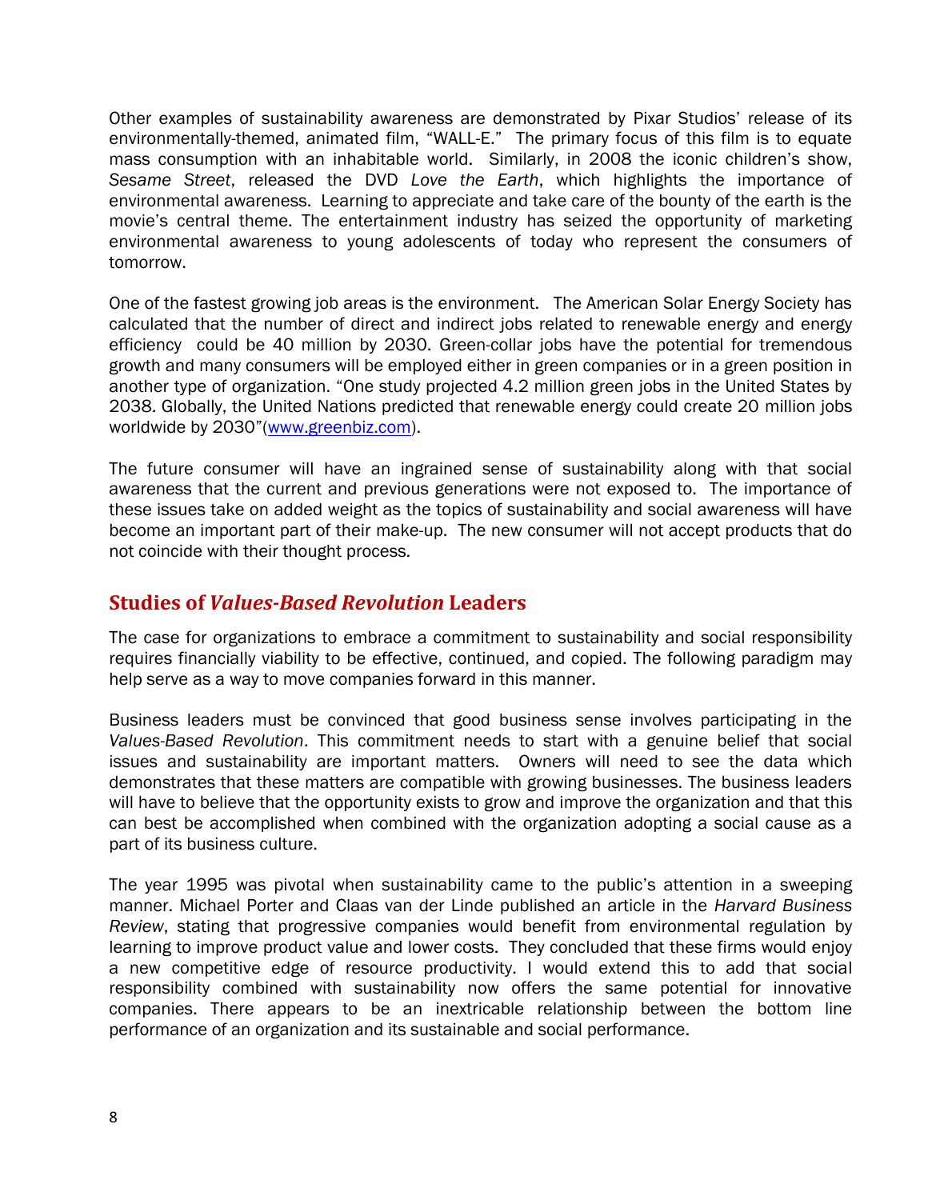Other examples of sustainability awareness are demonstrated by Pixar Studios' release of its environmentally-themed, animated film, "WALL-E." The primary focus of this film is to equate mass consumption with an inhabitable world. Similarly, in 2008 the iconic children's show, *Sesame Street*, released the DVD *Love the Earth*, which highlights the importance of environmental awareness. Learning to appreciate and take care of the bounty of the earth is the movie's central theme. The entertainment industry has seized the opportunity of marketing environmental awareness to young adolescents of today who represent the consumers of tomorrow.

One of the fastest growing job areas is the environment. The American Solar Energy Society has calculated that the number of direct and indirect jobs related to renewable energy and energy efficiency could be 40 million by 2030. Green-collar jobs have the potential for tremendous growth and many consumers will be employed either in green companies or in a green position in another type of organization. "One study projected 4.2 million green jobs in the United States by 2038. Globally, the United Nations predicted that renewable energy could create 20 million jobs worldwide by 2030"([www.greenbiz.com](www.greenbiz.com)).

The future consumer will have an ingrained sense of sustainability along with that social awareness that the current and previous generations were not exposed to. The importance of these issues take on added weight as the topics of sustainability and social awareness will have become an important part of their make-up. The new consumer will not accept products that do not coincide with their thought process.

## Studies of *Values-Based Revolution* Leaders

The case for organizations to embrace a commitment to sustainability and social responsibility requires financially viability to be effective, continued, and copied. The following paradigm may help serve as a way to move companies forward in this manner.

Business leaders must be convinced that good business sense involves participating in the *Values-Based Revolution*. This commitment needs to start with a genuine belief that social issues and sustainability are important matters. Owners will need to see the data which demonstrates that these matters are compatible with growing businesses. The business leaders will have to believe that the opportunity exists to grow and improve the organization and that this can best be accomplished when combined with the organization adopting a social cause as a part of its business culture.

The year 1995 was pivotal when sustainability came to the public's attention in a sweeping manner. Michael Porter and Claas van der Linde published an article in the *Harvard Business Review*, stating that progressive companies would benefit from environmental regulation by learning to improve product value and lower costs. They concluded that these firms would enjoy a new competitive edge of resource productivity. I would extend this to add that social responsibility combined with sustainability now offers the same potential for innovative companies. There appears to be an inextricable relationship between the bottom line performance of an organization and its sustainable and social performance.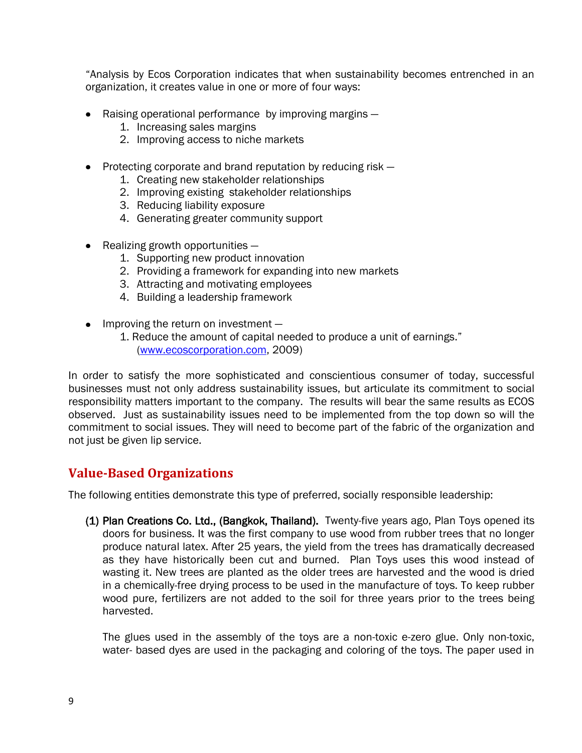"Analysis by Ecos Corporation indicates that when sustainability becomes entrenched in an organization, it creates value in one or more of four ways:

- Raising operational performance by improving margins —
  1. Increasing sales margins
  2. Improving access to niche markets

- Protecting corporate and brand reputation by reducing risk —
  1. Creating new stakeholder relationships
  2. Improving existing stakeholder relationships
  3. Reducing liability exposure
  4. Generating greater community support

- Realizing growth opportunities —
  1. Supporting new product innovation
  2. Providing a framework for expanding into new markets
  3. Attracting and motivating employees
  4. Building a leadership framework

- Improving the return on investment —
  1. Reduce the amount of capital needed to produce a unit of earnings." (www.ecoscorporation.com, 2009)

In order to satisfy the more sophisticated and conscientious consumer of today, successful businesses must not only address sustainability issues, but articulate its commitment to social responsibility matters important to the company. The results will bear the same results as ECOS observed. Just as sustainability issues need to be implemented from the top down so will the commitment to social issues. They will need to become part of the fabric of the organization and not just be given lip service.

## Value-Based Organizations

The following entities demonstrate this type of preferred, socially responsible leadership:

(1) Plan Creations Co. Ltd., (Bangkok, Thailand). Twenty-five years ago, Plan Toys opened its doors for business. It was the first company to use wood from rubber trees that no longer produce natural latex. After 25 years, the yield from the trees has dramatically decreased as they have historically been cut and burned. Plan Toys uses this wood instead of wasting it. New trees are planted as the older trees are harvested and the wood is dried in a chemically-free drying process to be used in the manufacture of toys. To keep rubber wood pure, fertilizers are not added to the soil for three years prior to the trees being harvested.

The glues used in the assembly of the toys are a non-toxic e-zero glue. Only non-toxic, water- based dyes are used in the packaging and coloring of the toys. The paper used in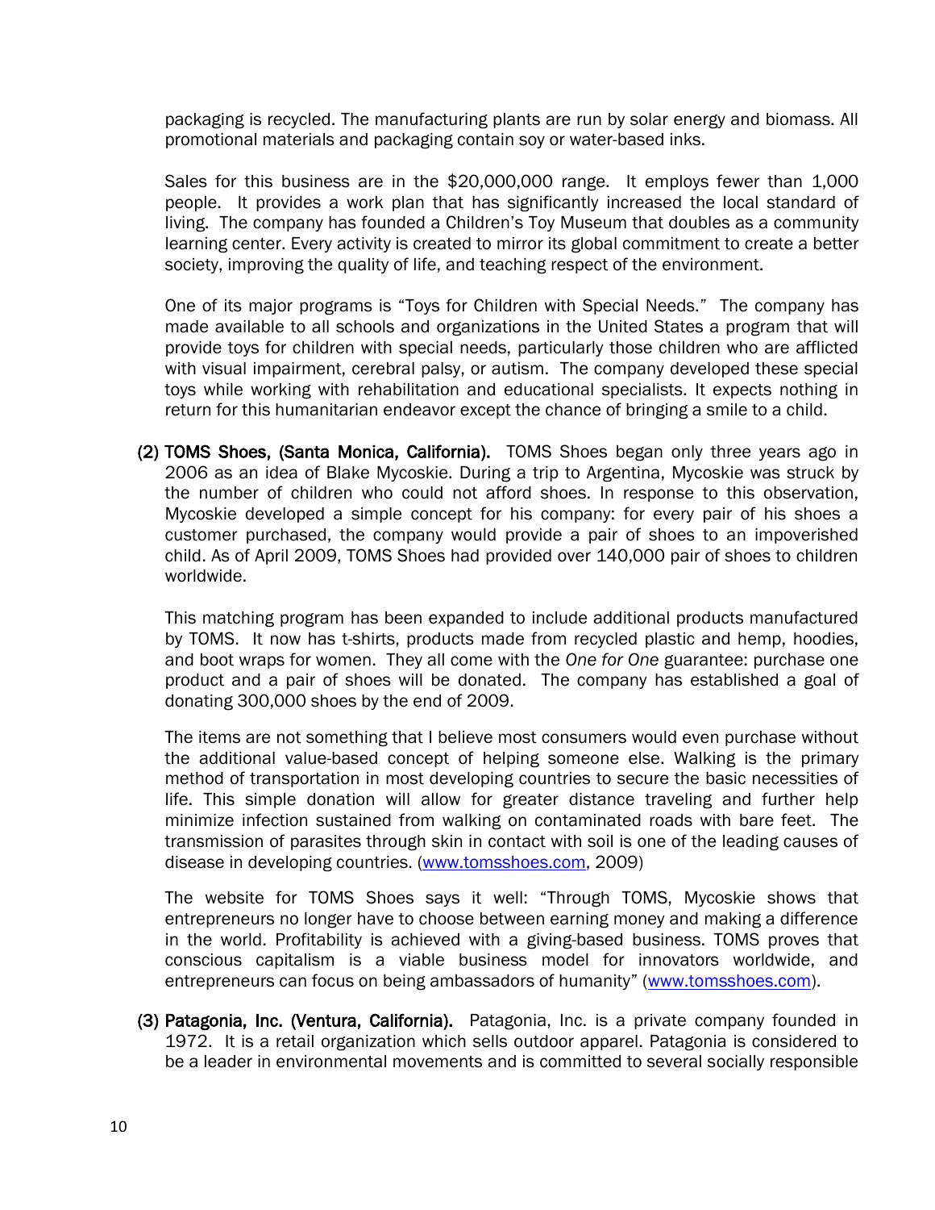packaging is recycled. The manufacturing plants are run by solar energy and biomass. All promotional materials and packaging contain soy or water-based inks.

Sales for this business are in the $20,000,000 range. It employs fewer than 1,000 people. It provides a work plan that has significantly increased the local standard of living. The company has founded a Children's Toy Museum that doubles as a community learning center. Every activity is created to mirror its global commitment to create a better society, improving the quality of life, and teaching respect of the environment.

One of its major programs is "Toys for Children with Special Needs." The company has made available to all schools and organizations in the United States a program that will provide toys for children with special needs, particularly those children who are afflicted with visual impairment, cerebral palsy, or autism. The company developed these special toys while working with rehabilitation and educational specialists. It expects nothing in return for this humanitarian endeavor except the chance of bringing a smile to a child.

(2) **TOMS Shoes, (Santa Monica, California).** TOMS Shoes began only three years ago in 2006 as an idea of Blake Mycoskie. During a trip to Argentina, Mycoskie was struck by the number of children who could not afford shoes. In response to this observation, Mycoskie developed a simple concept for his company: for every pair of his shoes a customer purchased, the company would provide a pair of shoes to an impoverished child. As of April 2009, TOMS Shoes had provided over 140,000 pair of shoes to children worldwide.

This matching program has been expanded to include additional products manufactured by TOMS. It now has t-shirts, products made from recycled plastic and hemp, hoodies, and boot wraps for women. They all come with the *One for One* guarantee: purchase one product and a pair of shoes will be donated. The company has established a goal of donating 300,000 shoes by the end of 2009.

The items are not something that I believe most consumers would even purchase without the additional value-based concept of helping someone else. Walking is the primary method of transportation in most developing countries to secure the basic necessities of life. This simple donation will allow for greater distance traveling and further help minimize infection sustained from walking on contaminated roads with bare feet. The transmission of parasites through skin in contact with soil is one of the leading causes of disease in developing countries. (www.tomsshoes.com, 2009)

The website for TOMS Shoes says it well: "Through TOMS, Mycoskie shows that entrepreneurs no longer have to choose between earning money and making a difference in the world. Profitability is achieved with a giving-based business. TOMS proves that conscious capitalism is a viable business model for innovators worldwide, and entrepreneurs can focus on being ambassadors of humanity" (www.tomsshoes.com).

(3) **Patagonia, Inc. (Ventura, California).** Patagonia, Inc. is a private company founded in 1972. It is a retail organization which sells outdoor apparel. Patagonia is considered to be a leader in environmental movements and is committed to several socially responsible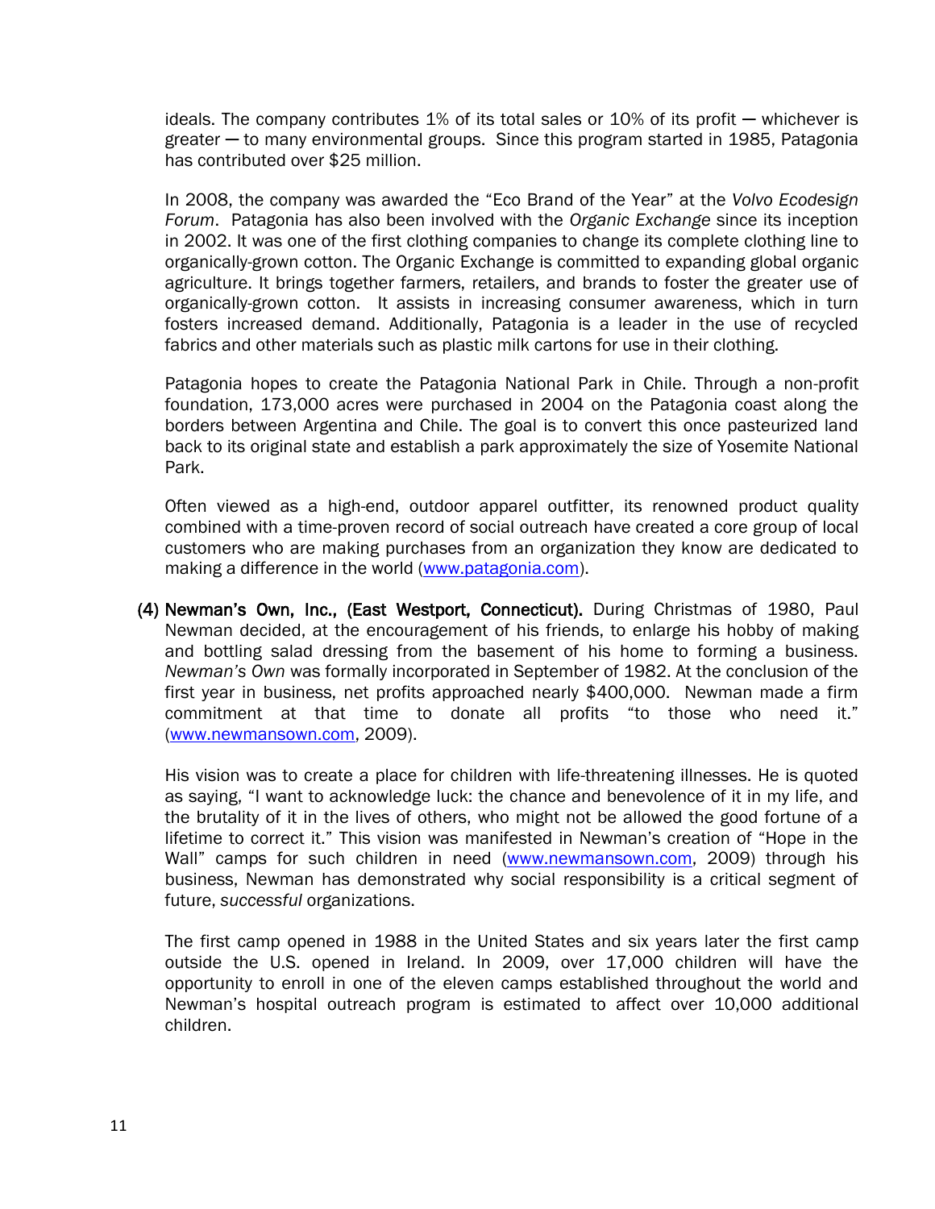ideals. The company contributes 1% of its total sales or 10% of its profit — whichever is greater — to many environmental groups. Since this program started in 1985, Patagonia has contributed over $25 million.

In 2008, the company was awarded the "Eco Brand of the Year" at the *Volvo Ecodesign Forum*. Patagonia has also been involved with the *Organic Exchange* since its inception in 2002. It was one of the first clothing companies to change its complete clothing line to organically-grown cotton. The Organic Exchange is committed to expanding global organic agriculture. It brings together farmers, retailers, and brands to foster the greater use of organically-grown cotton. It assists in increasing consumer awareness, which in turn fosters increased demand. Additionally, Patagonia is a leader in the use of recycled fabrics and other materials such as plastic milk cartons for use in their clothing.

Patagonia hopes to create the Patagonia National Park in Chile. Through a non-profit foundation, 173,000 acres were purchased in 2004 on the Patagonia coast along the borders between Argentina and Chile. The goal is to convert this once pasteurized land back to its original state and establish a park approximately the size of Yosemite National Park.

Often viewed as a high-end, outdoor apparel outfitter, its renowned product quality combined with a time-proven record of social outreach have created a core group of local customers who are making purchases from an organization they know are dedicated to making a difference in the world (www.patagonia.com).

(4) **Newman's Own, Inc., (East Westport, Connecticut).** During Christmas of 1980, Paul Newman decided, at the encouragement of his friends, to enlarge his hobby of making and bottling salad dressing from the basement of his home to forming a business. *Newman's Own* was formally incorporated in September of 1982. At the conclusion of the first year in business, net profits approached nearly $400,000. Newman made a firm commitment at that time to donate all profits "to those who need it." (www.newmansown.com, 2009).

His vision was to create a place for children with life-threatening illnesses. He is quoted as saying, "I want to acknowledge luck: the chance and benevolence of it in my life, and the brutality of it in the lives of others, who might not be allowed the good fortune of a lifetime to correct it." This vision was manifested in Newman's creation of "Hope in the Wall" camps for such children in need (www.newmansown.com, 2009) through his business, Newman has demonstrated why social responsibility is a critical segment of future, *successful* organizations.

The first camp opened in 1988 in the United States and six years later the first camp outside the U.S. opened in Ireland. In 2009, over 17,000 children will have the opportunity to enroll in one of the eleven camps established throughout the world and Newman's hospital outreach program is estimated to affect over 10,000 additional children.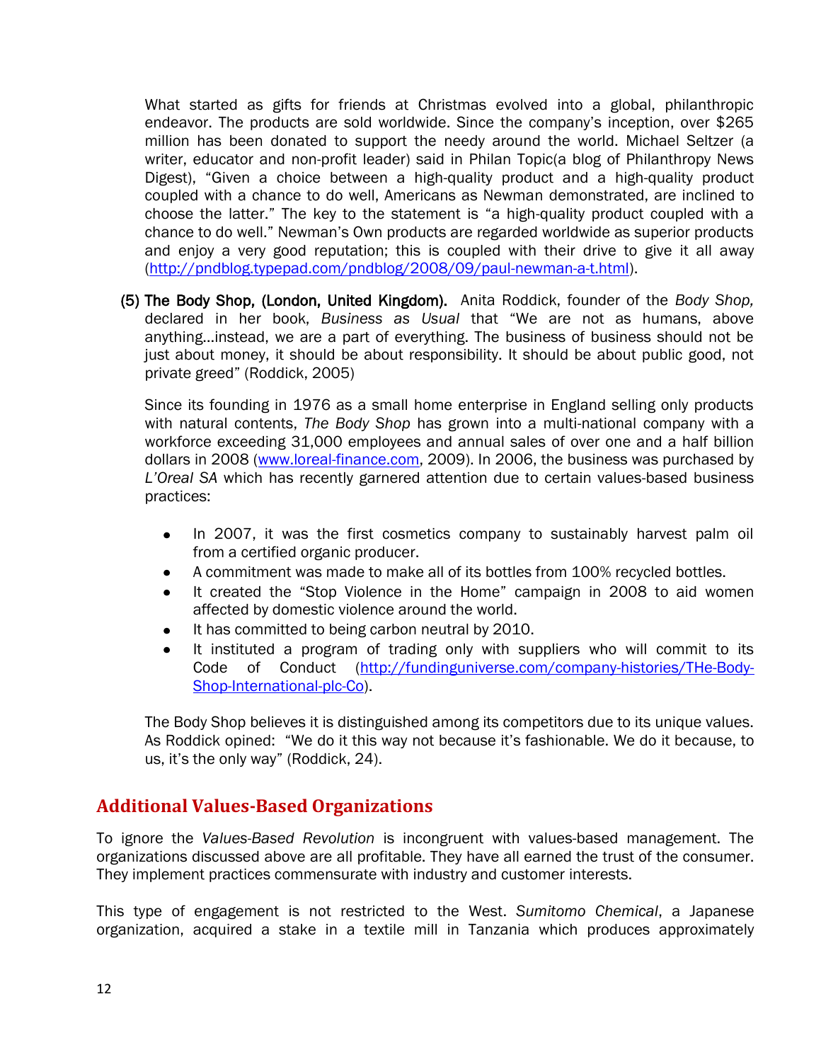What started as gifts for friends at Christmas evolved into a global, philanthropic endeavor. The products are sold worldwide. Since the company's inception, over $265 million has been donated to support the needy around the world. Michael Seltzer (a writer, educator and non-profit leader) said in Philan Topic(a blog of Philanthropy News Digest), "Given a choice between a high-quality product and a high-quality product coupled with a chance to do well, Americans as Newman demonstrated, are inclined to choose the latter." The key to the statement is "a high-quality product coupled with a chance to do well." Newman's Own products are regarded worldwide as superior products and enjoy a very good reputation; this is coupled with their drive to give it all away (http://pndblog.typepad.com/pndblog/2008/09/paul-newman-a-t.html).

(5) The Body Shop, (London, United Kingdom). Anita Roddick, founder of the *Body Shop,* declared in her book, *Business as Usual* that "We are not as humans, above anything…instead, we are a part of everything. The business of business should not be just about money, it should be about responsibility. It should be about public good, not private greed" (Roddick, 2005)

Since its founding in 1976 as a small home enterprise in England selling only products with natural contents, *The Body Shop* has grown into a multi-national company with a workforce exceeding 31,000 employees and annual sales of over one and a half billion dollars in 2008 (www.loreal-finance.com, 2009). In 2006, the business was purchased by *L'Oreal SA* which has recently garnered attention due to certain values-based business practices:

- In 2007, it was the first cosmetics company to sustainably harvest palm oil from a certified organic producer.
- A commitment was made to make all of its bottles from 100% recycled bottles.
- It created the "Stop Violence in the Home" campaign in 2008 to aid women affected by domestic violence around the world.
- It has committed to being carbon neutral by 2010.
- It instituted a program of trading only with suppliers who will commit to its Code of Conduct (http://fundinguniverse.com/company-histories/THe-Body-Shop-International-plc-Co).

The Body Shop believes it is distinguished among its competitors due to its unique values. As Roddick opined: "We do it this way not because it's fashionable. We do it because, to us, it's the only way" (Roddick, 24).

## Additional Values-Based Organizations

To ignore the *Values-Based Revolution* is incongruent with values-based management. The organizations discussed above are all profitable. They have all earned the trust of the consumer. They implement practices commensurate with industry and customer interests.

This type of engagement is not restricted to the West. *Sumitomo Chemical*, a Japanese organization, acquired a stake in a textile mill in Tanzania which produces approximately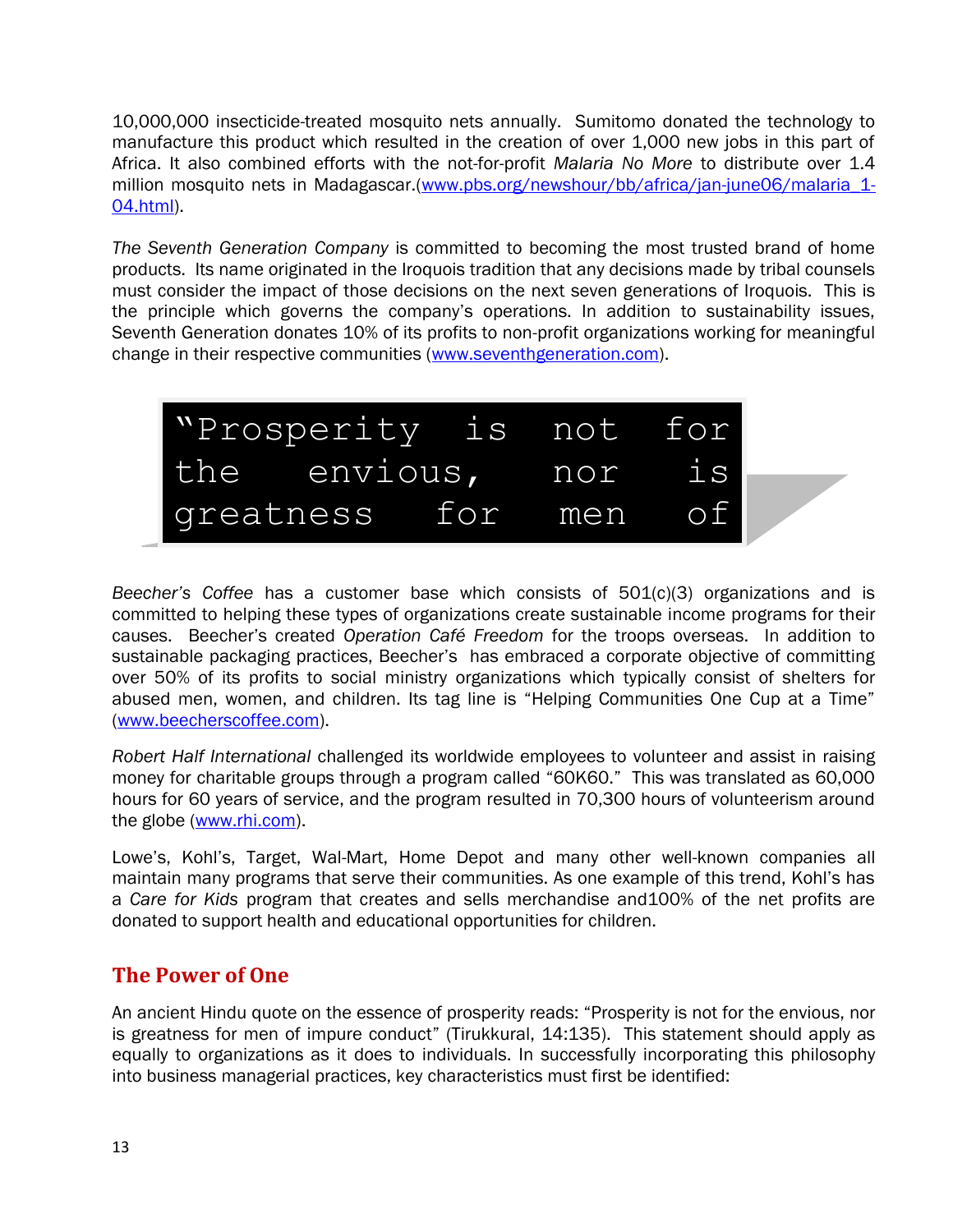10,000,000 insecticide-treated mosquito nets annually. Sumitomo donated the technology to manufacture this product which resulted in the creation of over 1,000 new jobs in this part of Africa. It also combined efforts with the not-for-profit *Malaria No More* to distribute over 1.4 million mosquito nets in Madagascar.([www.pbs.org/newshour/bb/africa/jan-june06/malaria_1-04.html](www.pbs.org/newshour/bb/africa/jan-june06/malaria_1-04.html)).

*The Seventh Generation Company* is committed to becoming the most trusted brand of home products. Its name originated in the Iroquois tradition that any decisions made by tribal counsels must consider the impact of those decisions on the next seven generations of Iroquois. This is the principle which governs the company's operations. In addition to sustainability issues, Seventh Generation donates 10% of its profits to non-profit organizations working for meaningful change in their respective communities ([www.seventhgeneration.com](www.seventhgeneration.com)).

> "Prosperity is not for the envious, nor is greatness for men of

*Beecher's Coffee* has a customer base which consists of 501(c)(3) organizations and is committed to helping these types of organizations create sustainable income programs for their causes. Beecher's created *Operation Café Freedom* for the troops overseas. In addition to sustainable packaging practices, Beecher's has embraced a corporate objective of committing over 50% of its profits to social ministry organizations which typically consist of shelters for abused men, women, and children. Its tag line is "Helping Communities One Cup at a Time" ([www.beecherscoffee.com](www.beecherscoffee.com)).

*Robert Half International* challenged its worldwide employees to volunteer and assist in raising money for charitable groups through a program called "60K60." This was translated as 60,000 hours for 60 years of service, and the program resulted in 70,300 hours of volunteerism around the globe ([www.rhi.com](www.rhi.com)).

Lowe's, Kohl's, Target, Wal-Mart, Home Depot and many other well-known companies all maintain many programs that serve their communities. As one example of this trend, Kohl's has a *Care for Kids* program that creates and sells merchandise and100% of the net profits are donated to support health and educational opportunities for children.

## The Power of One

An ancient Hindu quote on the essence of prosperity reads: "Prosperity is not for the envious, nor is greatness for men of impure conduct" (Tirukkural, 14:135). This statement should apply as equally to organizations as it does to individuals. In successfully incorporating this philosophy into business managerial practices, key characteristics must first be identified: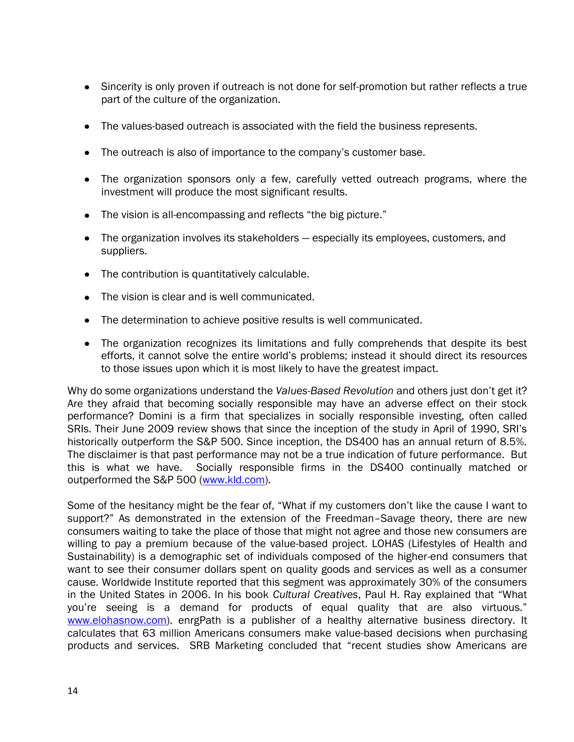- Sincerity is only proven if outreach is not done for self-promotion but rather reflects a true part of the culture of the organization.
- The values-based outreach is associated with the field the business represents.
- The outreach is also of importance to the company's customer base.
- The organization sponsors only a few, carefully vetted outreach programs, where the investment will produce the most significant results.
- The vision is all-encompassing and reflects "the big picture."
- The organization involves its stakeholders — especially its employees, customers, and suppliers.
- The contribution is quantitatively calculable.
- The vision is clear and is well communicated.
- The determination to achieve positive results is well communicated.
- The organization recognizes its limitations and fully comprehends that despite its best efforts, it cannot solve the entire world's problems; instead it should direct its resources to those issues upon which it is most likely to have the greatest impact.

Why do some organizations understand the *Values-Based Revolution* and others just don't get it? Are they afraid that becoming socially responsible may have an adverse effect on their stock performance? Domini is a firm that specializes in socially responsible investing, often called SRIs. Their June 2009 review shows that since the inception of the study in April of 1990, SRI's historically outperform the S&P 500. Since inception, the DS400 has an annual return of 8.5%. The disclaimer is that past performance may not be a true indication of future performance. But this is what we have. Socially responsible firms in the DS400 continually matched or outperformed the S&P 500 (www.kld.com).

Some of the hesitancy might be the fear of, "What if my customers don't like the cause I want to support?" As demonstrated in the extension of the Freedman–Savage theory, there are new consumers waiting to take the place of those that might not agree and those new consumers are willing to pay a premium because of the value-based project. LOHAS (Lifestyles of Health and Sustainability) is a demographic set of individuals composed of the higher-end consumers that want to see their consumer dollars spent on quality goods and services as well as a consumer cause. Worldwide Institute reported that this segment was approximately 30% of the consumers in the United States in 2006. In his book *Cultural Creatives*, Paul H. Ray explained that "What you're seeing is a demand for products of equal quality that are also virtuous." www.elohasnow.com). enrgPath is a publisher of a healthy alternative business directory. It calculates that 63 million Americans consumers make value-based decisions when purchasing products and services. SRB Marketing concluded that "recent studies show Americans are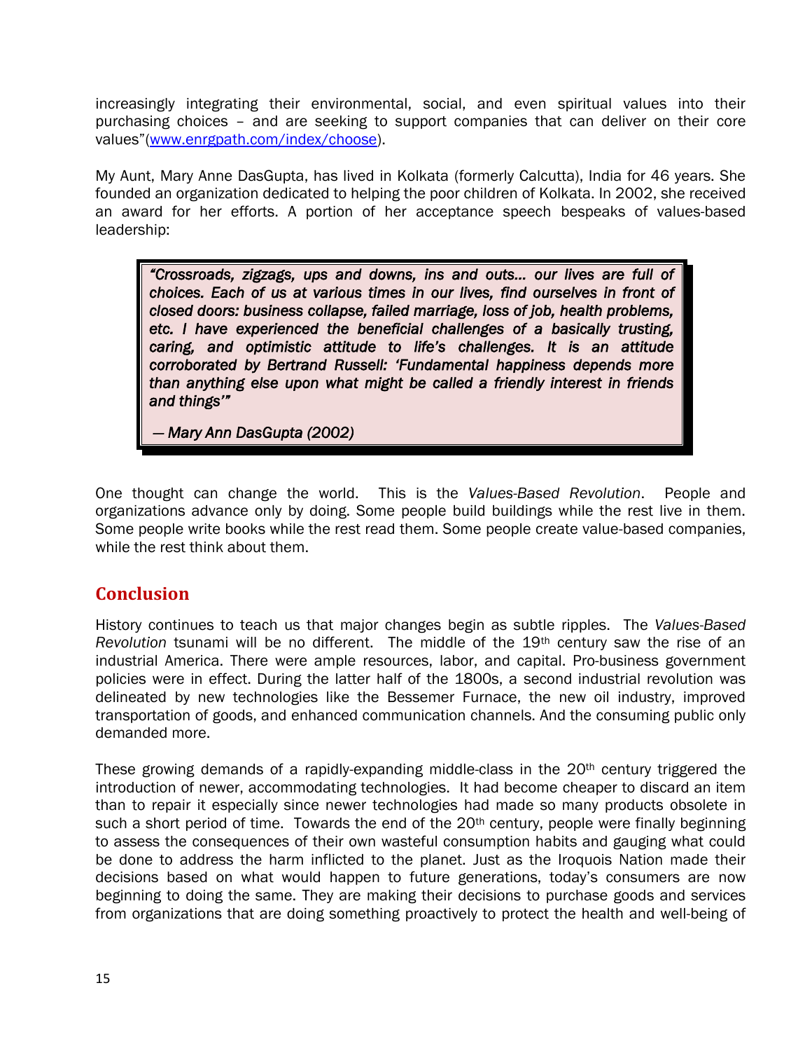increasingly integrating their environmental, social, and even spiritual values into their purchasing choices – and are seeking to support companies that can deliver on their core values"(www.enrgpath.com/index/choose).

My Aunt, Mary Anne DasGupta, has lived in Kolkata (formerly Calcutta), India for 46 years. She founded an organization dedicated to helping the poor children of Kolkata. In 2002, she received an award for her efforts. A portion of her acceptance speech bespeaks of values-based leadership:

> ***"Crossroads, zigzags, ups and downs, ins and outs… our lives are full of choices. Each of us at various times in our lives, find ourselves in front of closed doors: business collapse, failed marriage, loss of job, health problems, etc. I have experienced the beneficial challenges of a basically trusting, caring, and optimistic attitude to life's challenges. It is an attitude corroborated by Bertrand Russell: 'Fundamental happiness depends more than anything else upon what might be called a friendly interest in friends and things'"***
>
> *— Mary Ann DasGupta (2002)*

One thought can change the world. This is the *Values-Based Revolution*. People and organizations advance only by doing. Some people build buildings while the rest live in them. Some people write books while the rest read them. Some people create value-based companies, while the rest think about them.

## Conclusion

History continues to teach us that major changes begin as subtle ripples. The *Values-Based Revolution* tsunami will be no different. The middle of the 19th century saw the rise of an industrial America. There were ample resources, labor, and capital. Pro-business government policies were in effect. During the latter half of the 1800s, a second industrial revolution was delineated by new technologies like the Bessemer Furnace, the new oil industry, improved transportation of goods, and enhanced communication channels. And the consuming public only demanded more.

These growing demands of a rapidly-expanding middle-class in the 20th century triggered the introduction of newer, accommodating technologies. It had become cheaper to discard an item than to repair it especially since newer technologies had made so many products obsolete in such a short period of time. Towards the end of the 20th century, people were finally beginning to assess the consequences of their own wasteful consumption habits and gauging what could be done to address the harm inflicted to the planet. Just as the Iroquois Nation made their decisions based on what would happen to future generations, today's consumers are now beginning to doing the same. They are making their decisions to purchase goods and services from organizations that are doing something proactively to protect the health and well-being of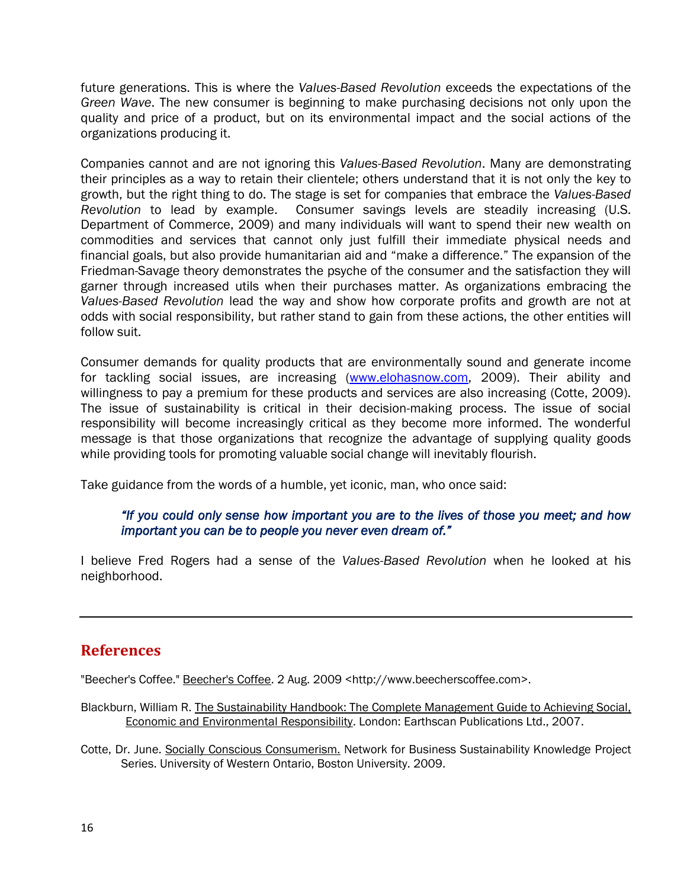future generations. This is where the *Values-Based Revolution* exceeds the expectations of the *Green Wave*. The new consumer is beginning to make purchasing decisions not only upon the quality and price of a product, but on its environmental impact and the social actions of the organizations producing it.

Companies cannot and are not ignoring this *Values-Based Revolution*. Many are demonstrating their principles as a way to retain their clientele; others understand that it is not only the key to growth, but the right thing to do. The stage is set for companies that embrace the *Values-Based Revolution* to lead by example. Consumer savings levels are steadily increasing (U.S. Department of Commerce, 2009) and many individuals will want to spend their new wealth on commodities and services that cannot only just fulfill their immediate physical needs and financial goals, but also provide humanitarian aid and "make a difference." The expansion of the Friedman-Savage theory demonstrates the psyche of the consumer and the satisfaction they will garner through increased utils when their purchases matter. As organizations embracing the *Values-Based Revolution* lead the way and show how corporate profits and growth are not at odds with social responsibility, but rather stand to gain from these actions, the other entities will follow suit.

Consumer demands for quality products that are environmentally sound and generate income for tackling social issues, are increasing (www.elohasnow.com, 2009). Their ability and willingness to pay a premium for these products and services are also increasing (Cotte, 2009). The issue of sustainability is critical in their decision-making process. The issue of social responsibility will become increasingly critical as they become more informed. The wonderful message is that those organizations that recognize the advantage of supplying quality goods while providing tools for promoting valuable social change will inevitably flourish.

Take guidance from the words of a humble, yet iconic, man, who once said:

> *"If you could only sense how important you are to the lives of those you meet; and how important you can be to people you never even dream of."*

I believe Fred Rogers had a sense of the *Values-Based Revolution* when he looked at his neighborhood.

---

## References

"Beecher's Coffee." Beecher's Coffee. 2 Aug. 2009 <http://www.beecherscoffee.com>.

Blackburn, William R. The Sustainability Handbook: The Complete Management Guide to Achieving Social, Economic and Environmental Responsibility. London: Earthscan Publications Ltd., 2007.

Cotte, Dr. June. Socially Conscious Consumerism. Network for Business Sustainability Knowledge Project Series. University of Western Ontario, Boston University. 2009.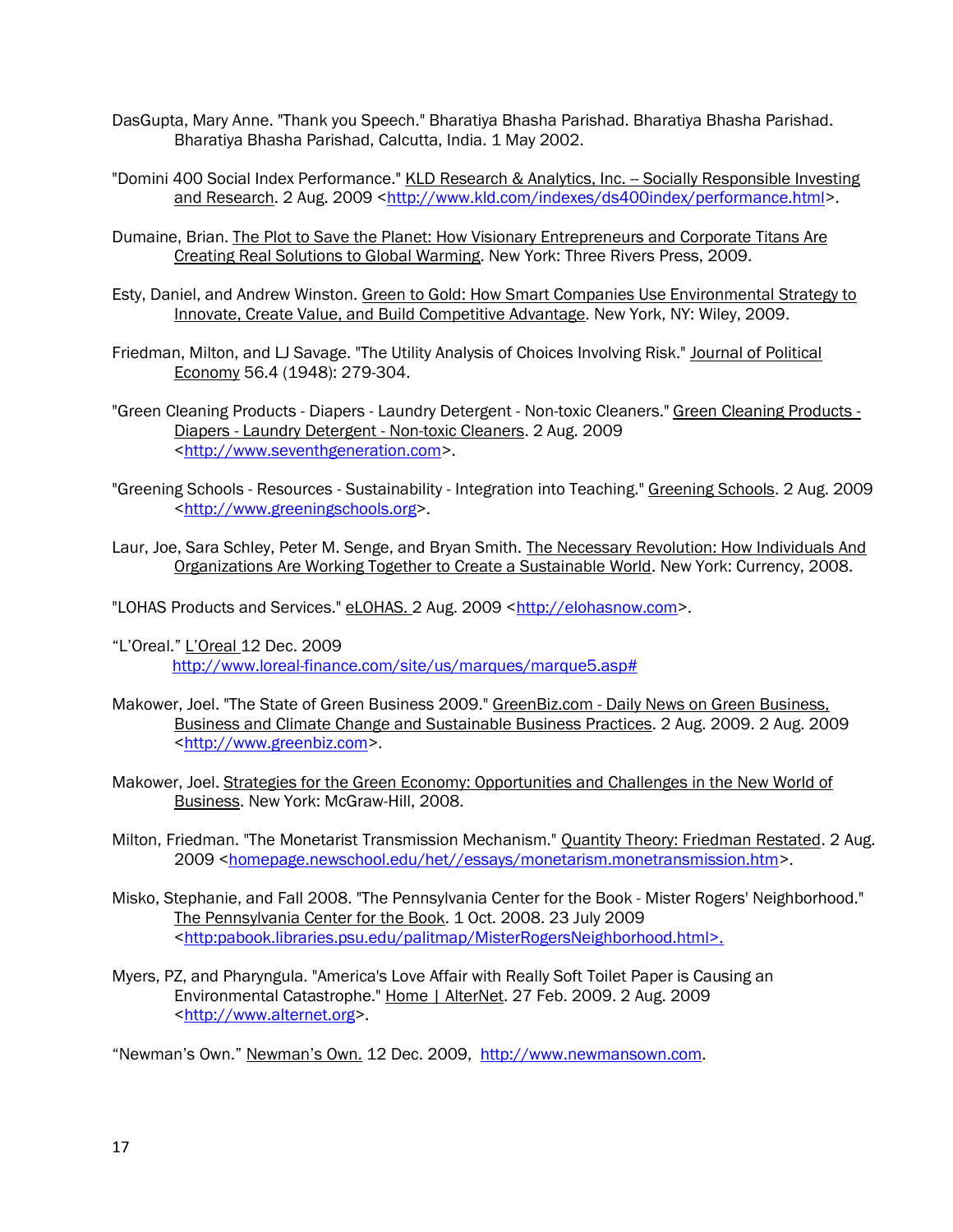DasGupta, Mary Anne. "Thank you Speech." Bharatiya Bhasha Parishad. Bharatiya Bhasha Parishad. Bharatiya Bhasha Parishad, Calcutta, India. 1 May 2002.

"Domini 400 Social Index Performance." KLD Research & Analytics, Inc. -- Socially Responsible Investing and Research. 2 Aug. 2009 <http://www.kld.com/indexes/ds400index/performance.html>.

Dumaine, Brian. The Plot to Save the Planet: How Visionary Entrepreneurs and Corporate Titans Are Creating Real Solutions to Global Warming. New York: Three Rivers Press, 2009.

Esty, Daniel, and Andrew Winston. Green to Gold: How Smart Companies Use Environmental Strategy to Innovate, Create Value, and Build Competitive Advantage. New York, NY: Wiley, 2009.

Friedman, Milton, and LJ Savage. "The Utility Analysis of Choices Involving Risk." Journal of Political Economy 56.4 (1948): 279-304.

"Green Cleaning Products - Diapers - Laundry Detergent - Non-toxic Cleaners." Green Cleaning Products - Diapers - Laundry Detergent - Non-toxic Cleaners. 2 Aug. 2009 <http://www.seventhgeneration.com>.

"Greening Schools - Resources - Sustainability - Integration into Teaching." Greening Schools. 2 Aug. 2009 <http://www.greeningschools.org>.

Laur, Joe, Sara Schley, Peter M. Senge, and Bryan Smith. The Necessary Revolution: How Individuals And Organizations Are Working Together to Create a Sustainable World. New York: Currency, 2008.

"LOHAS Products and Services." eLOHAS. 2 Aug. 2009 <http://elohasnow.com>.

"L'Oreal." L'Oreal 12 Dec. 2009 http://www.loreal-finance.com/site/us/marques/marque5.asp#

Makower, Joel. "The State of Green Business 2009." GreenBiz.com - Daily News on Green Business, Business and Climate Change and Sustainable Business Practices. 2 Aug. 2009. 2 Aug. 2009 <http://www.greenbiz.com>.

Makower, Joel. Strategies for the Green Economy: Opportunities and Challenges in the New World of Business. New York: McGraw-Hill, 2008.

Milton, Friedman. "The Monetarist Transmission Mechanism." Quantity Theory: Friedman Restated. 2 Aug. 2009 <homepage.newschool.edu/het//essays/monetarism.monetransmission.htm>.

Misko, Stephanie, and Fall 2008. "The Pennsylvania Center for the Book - Mister Rogers' Neighborhood." The Pennsylvania Center for the Book. 1 Oct. 2008. 23 July 2009 <http:pabook.libraries.psu.edu/palitmap/MisterRogersNeighborhood.html>.

Myers, PZ, and Pharyngula. "America's Love Affair with Really Soft Toilet Paper is Causing an Environmental Catastrophe." Home | AlterNet. 27 Feb. 2009. 2 Aug. 2009 <http://www.alternet.org>.

"Newman's Own." Newman's Own. 12 Dec. 2009, http://www.newmansown.com.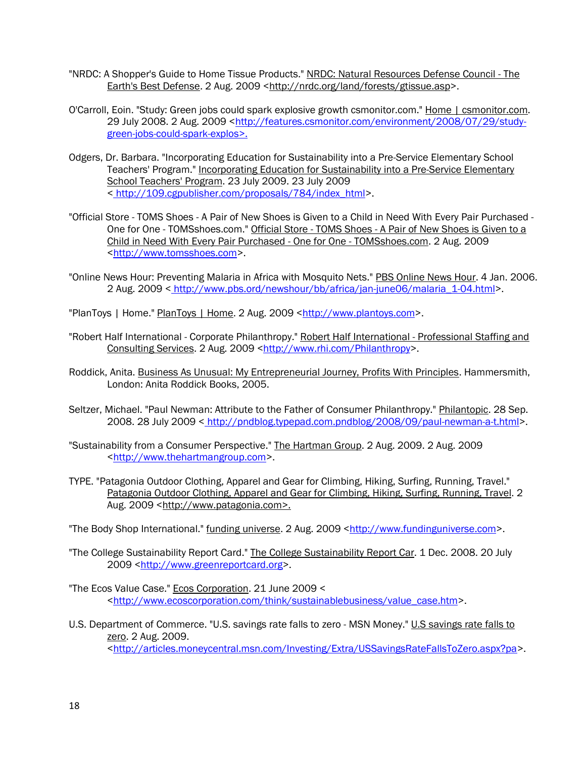"NRDC: A Shopper's Guide to Home Tissue Products." NRDC: Natural Resources Defense Council - The Earth's Best Defense. 2 Aug. 2009 <http://nrdc.org/land/forests/gtissue.asp>.

O'Carroll, Eoin. "Study: Green jobs could spark explosive growth csmonitor.com." Home | csmonitor.com. 29 July 2008. 2 Aug. 2009 <http://features.csmonitor.com/environment/2008/07/29/study-green-jobs-could-spark-explos>.

Odgers, Dr. Barbara. "Incorporating Education for Sustainability into a Pre-Service Elementary School Teachers' Program." Incorporating Education for Sustainability into a Pre-Service Elementary School Teachers' Program. 23 July 2009. 23 July 2009 < http://109.cgpublisher.com/proposals/784/index_html>.

"Official Store - TOMS Shoes - A Pair of New Shoes is Given to a Child in Need With Every Pair Purchased - One for One - TOMSshoes.com." Official Store - TOMS Shoes - A Pair of New Shoes is Given to a Child in Need With Every Pair Purchased - One for One - TOMSshoes.com. 2 Aug. 2009 <http://www.tomsshoes.com>.

"Online News Hour: Preventing Malaria in Africa with Mosquito Nets." PBS Online News Hour. 4 Jan. 2006. 2 Aug. 2009 < http://www.pbs.ord/newshour/bb/africa/jan-june06/malaria_1-04.html>.

"PlanToys | Home." PlanToys | Home. 2 Aug. 2009 <http://www.plantoys.com>.

"Robert Half International - Corporate Philanthropy." Robert Half International - Professional Staffing and Consulting Services. 2 Aug. 2009 <http://www.rhi.com/Philanthropy>.

Roddick, Anita. Business As Unusual: My Entrepreneurial Journey, Profits With Principles. Hammersmith, London: Anita Roddick Books, 2005.

Seltzer, Michael. "Paul Newman: Attribute to the Father of Consumer Philanthropy." Philantopic. 28 Sep. 2008. 28 July 2009 < http://pndblog.typepad.com.pndblog/2008/09/paul-newman-a-t.html>.

"Sustainability from a Consumer Perspective." The Hartman Group. 2 Aug. 2009. 2 Aug. 2009 <http://www.thehartmangroup.com>.

TYPE. "Patagonia Outdoor Clothing, Apparel and Gear for Climbing, Hiking, Surfing, Running, Travel." Patagonia Outdoor Clothing, Apparel and Gear for Climbing, Hiking, Surfing, Running, Travel. 2 Aug. 2009 <http://www.patagonia.com>.

"The Body Shop International." funding universe. 2 Aug. 2009 <http://www.fundinguniverse.com>.

"The College Sustainability Report Card." The College Sustainability Report Car. 1 Dec. 2008. 20 July 2009 <http://www.greenreportcard.org>.

"The Ecos Value Case." Ecos Corporation. 21 June 2009 < <http://www.ecoscorporation.com/think/sustainablebusiness/value_case.htm>.

U.S. Department of Commerce. "U.S. savings rate falls to zero - MSN Money." U.S savings rate falls to zero. 2 Aug. 2009. <http://articles.moneycentral.msn.com/Investing/Extra/USSavingsRateFallsToZero.aspx?pa>.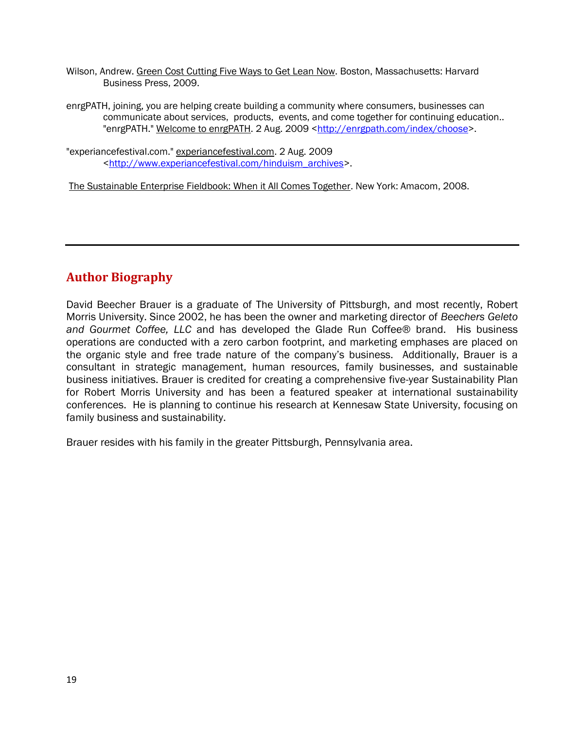Wilson, Andrew. Green Cost Cutting Five Ways to Get Lean Now. Boston, Massachusetts: Harvard Business Press, 2009.

enrgPATH, joining, you are helping create building a community where consumers, businesses can communicate about services, products, events, and come together for continuing education.. "enrgPATH." Welcome to enrgPATH. 2 Aug. 2009 <http://enrgpath.com/index/choose>.

"experiancefestival.com." experiancefestival.com. 2 Aug. 2009 <http://www.experiancefestival.com/hinduism_archives>.

The Sustainable Enterprise Fieldbook: When it All Comes Together. New York: Amacom, 2008.

---

## Author Biography

David Beecher Brauer is a graduate of The University of Pittsburgh, and most recently, Robert Morris University. Since 2002, he has been the owner and marketing director of *Beechers Geleto and Gourmet Coffee, LLC* and has developed the Glade Run Coffee® brand. His business operations are conducted with a zero carbon footprint, and marketing emphases are placed on the organic style and free trade nature of the company's business. Additionally, Brauer is a consultant in strategic management, human resources, family businesses, and sustainable business initiatives. Brauer is credited for creating a comprehensive five-year Sustainability Plan for Robert Morris University and has been a featured speaker at international sustainability conferences. He is planning to continue his research at Kennesaw State University, focusing on family business and sustainability.

Brauer resides with his family in the greater Pittsburgh, Pennsylvania area.